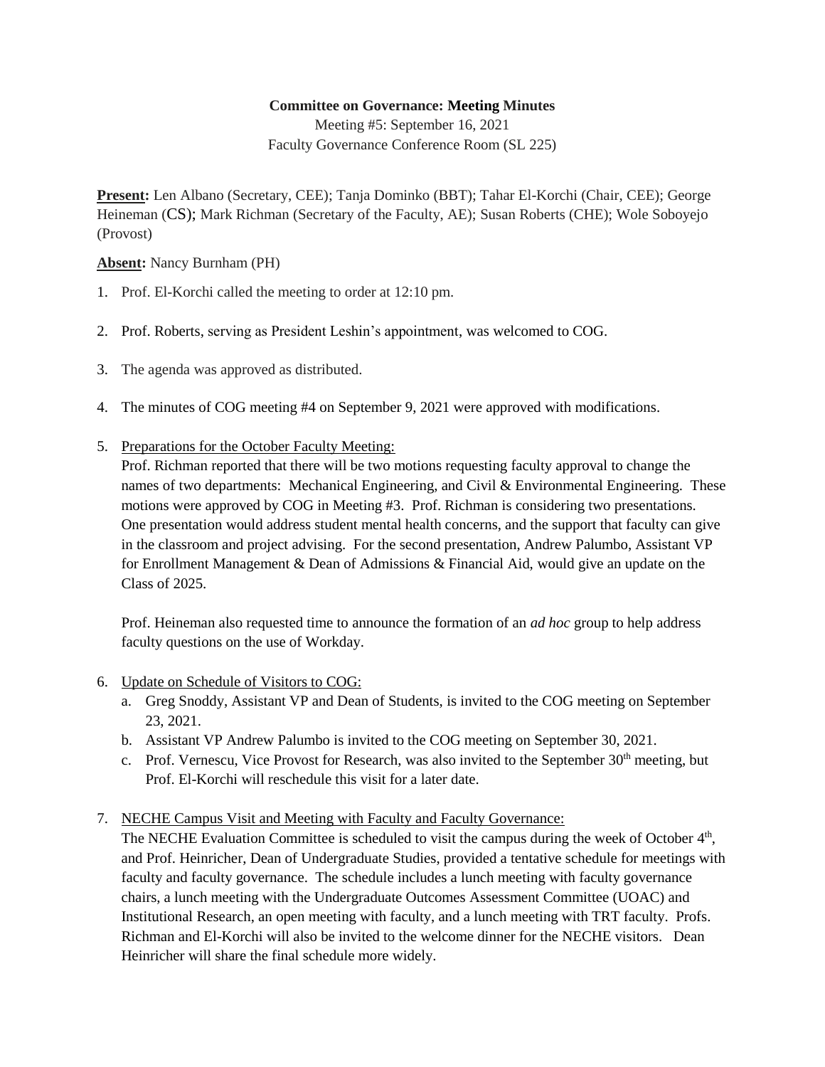**Committee on Governance: Meeting Minutes**

Meeting #5: September 16, 2021

Faculty Governance Conference Room (SL 225)

**Present:** Len Albano (Secretary, CEE); Tanja Dominko (BBT); Tahar El-Korchi (Chair, CEE); George Heineman (CS); Mark Richman (Secretary of the Faculty, AE); Susan Roberts (CHE); Wole Soboyejo (Provost)

**Absent:** Nancy Burnham (PH)

1. Prof. El-Korchi called the meeting to order at 12:10 pm.

2. Prof. Roberts, serving as President Leshin's appointment, was welcomed to COG.

3. The agenda was approved as distributed.

4. The minutes of COG meeting #4 on September 9, 2021 were approved with modifications.

5. Preparations for the October Faculty Meeting:
   Prof. Richman reported that there will be two motions requesting faculty approval to change the names of two departments: Mechanical Engineering, and Civil & Environmental Engineering. These motions were approved by COG in Meeting #3. Prof. Richman is considering two presentations. One presentation would address student mental health concerns, and the support that faculty can give in the classroom and project advising. For the second presentation, Andrew Palumbo, Assistant VP for Enrollment Management & Dean of Admissions & Financial Aid, would give an update on the Class of 2025.

   Prof. Heineman also requested time to announce the formation of an *ad hoc* group to help address faculty questions on the use of Workday.

6. Update on Schedule of Visitors to COG:
   a. Greg Snoddy, Assistant VP and Dean of Students, is invited to the COG meeting on September 23, 2021.
   b. Assistant VP Andrew Palumbo is invited to the COG meeting on September 30, 2021.
   c. Prof. Vernescu, Vice Provost for Research, was also invited to the September 30th meeting, but Prof. El-Korchi will reschedule this visit for a later date.

7. NECHE Campus Visit and Meeting with Faculty and Faculty Governance:
   The NECHE Evaluation Committee is scheduled to visit the campus during the week of October 4th, and Prof. Heinricher, Dean of Undergraduate Studies, provided a tentative schedule for meetings with faculty and faculty governance. The schedule includes a lunch meeting with faculty governance chairs, a lunch meeting with the Undergraduate Outcomes Assessment Committee (UOAC) and Institutional Research, an open meeting with faculty, and a lunch meeting with TRT faculty. Profs. Richman and El-Korchi will also be invited to the welcome dinner for the NECHE visitors. Dean Heinricher will share the final schedule more widely.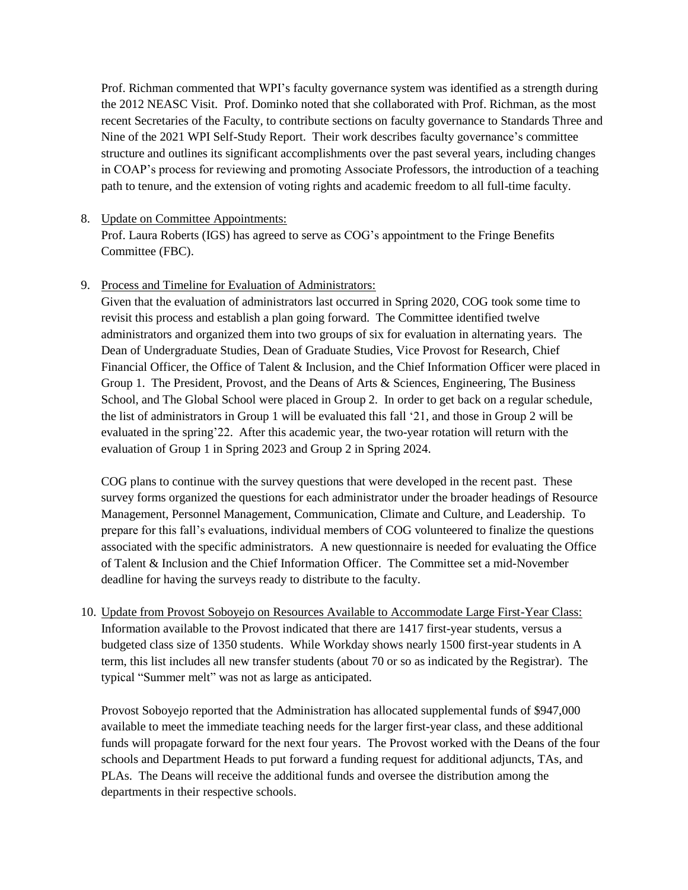Prof. Richman commented that WPI's faculty governance system was identified as a strength during the 2012 NEASC Visit. Prof. Dominko noted that she collaborated with Prof. Richman, as the most recent Secretaries of the Faculty, to contribute sections on faculty governance to Standards Three and Nine of the 2021 WPI Self-Study Report. Their work describes faculty governance's committee structure and outlines its significant accomplishments over the past several years, including changes in COAP's process for reviewing and promoting Associate Professors, the introduction of a teaching path to tenure, and the extension of voting rights and academic freedom to all full-time faculty.

8. Update on Committee Appointments:
   Prof. Laura Roberts (IGS) has agreed to serve as COG's appointment to the Fringe Benefits Committee (FBC).

9. Process and Timeline for Evaluation of Administrators:
   Given that the evaluation of administrators last occurred in Spring 2020, COG took some time to revisit this process and establish a plan going forward. The Committee identified twelve administrators and organized them into two groups of six for evaluation in alternating years. The Dean of Undergraduate Studies, Dean of Graduate Studies, Vice Provost for Research, Chief Financial Officer, the Office of Talent & Inclusion, and the Chief Information Officer were placed in Group 1. The President, Provost, and the Deans of Arts & Sciences, Engineering, The Business School, and The Global School were placed in Group 2. In order to get back on a regular schedule, the list of administrators in Group 1 will be evaluated this fall '21, and those in Group 2 will be evaluated in the spring'22. After this academic year, the two-year rotation will return with the evaluation of Group 1 in Spring 2023 and Group 2 in Spring 2024.

   COG plans to continue with the survey questions that were developed in the recent past. These survey forms organized the questions for each administrator under the broader headings of Resource Management, Personnel Management, Communication, Climate and Culture, and Leadership. To prepare for this fall's evaluations, individual members of COG volunteered to finalize the questions associated with the specific administrators. A new questionnaire is needed for evaluating the Office of Talent & Inclusion and the Chief Information Officer. The Committee set a mid-November deadline for having the surveys ready to distribute to the faculty.

10. Update from Provost Soboyejo on Resources Available to Accommodate Large First-Year Class:
    Information available to the Provost indicated that there are 1417 first-year students, versus a budgeted class size of 1350 students. While Workday shows nearly 1500 first-year students in A term, this list includes all new transfer students (about 70 or so as indicated by the Registrar). The typical "Summer melt" was not as large as anticipated.

    Provost Soboyejo reported that the Administration has allocated supplemental funds of $947,000 available to meet the immediate teaching needs for the larger first-year class, and these additional funds will propagate forward for the next four years. The Provost worked with the Deans of the four schools and Department Heads to put forward a funding request for additional adjuncts, TAs, and PLAs. The Deans will receive the additional funds and oversee the distribution among the departments in their respective schools.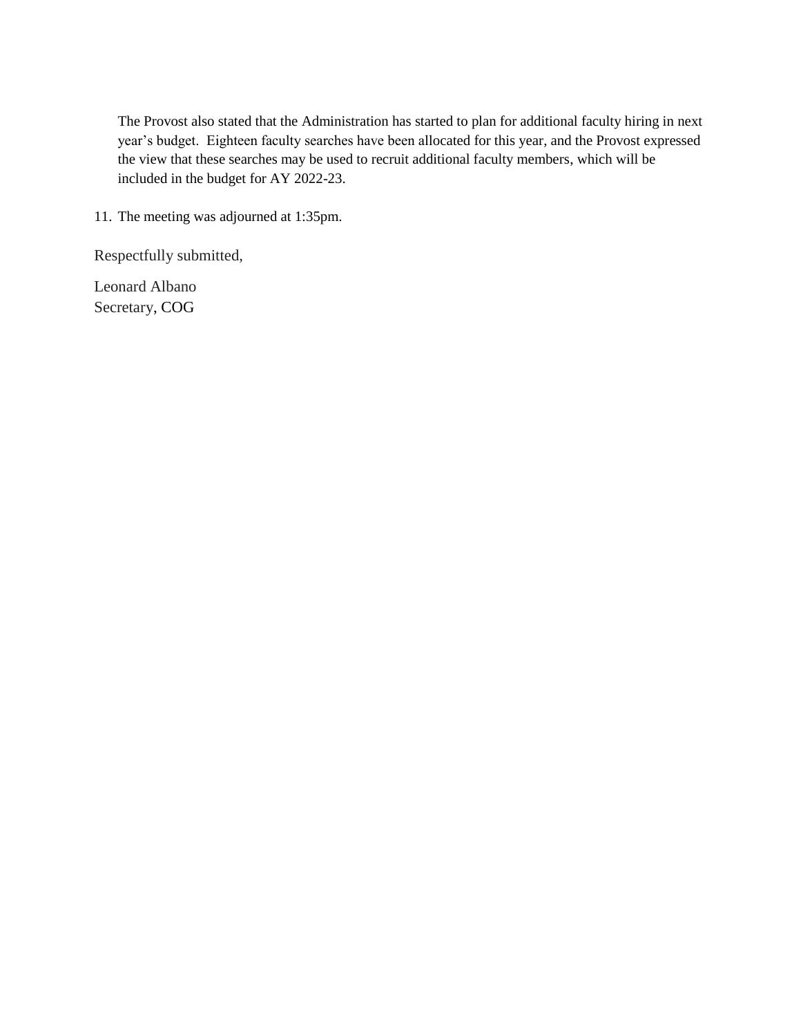The Provost also stated that the Administration has started to plan for additional faculty hiring in next year's budget. Eighteen faculty searches have been allocated for this year, and the Provost expressed the view that these searches may be used to recruit additional faculty members, which will be included in the budget for AY 2022-23.

11. The meeting was adjourned at 1:35pm.

Respectfully submitted,

Leonard Albano
Secretary, COG